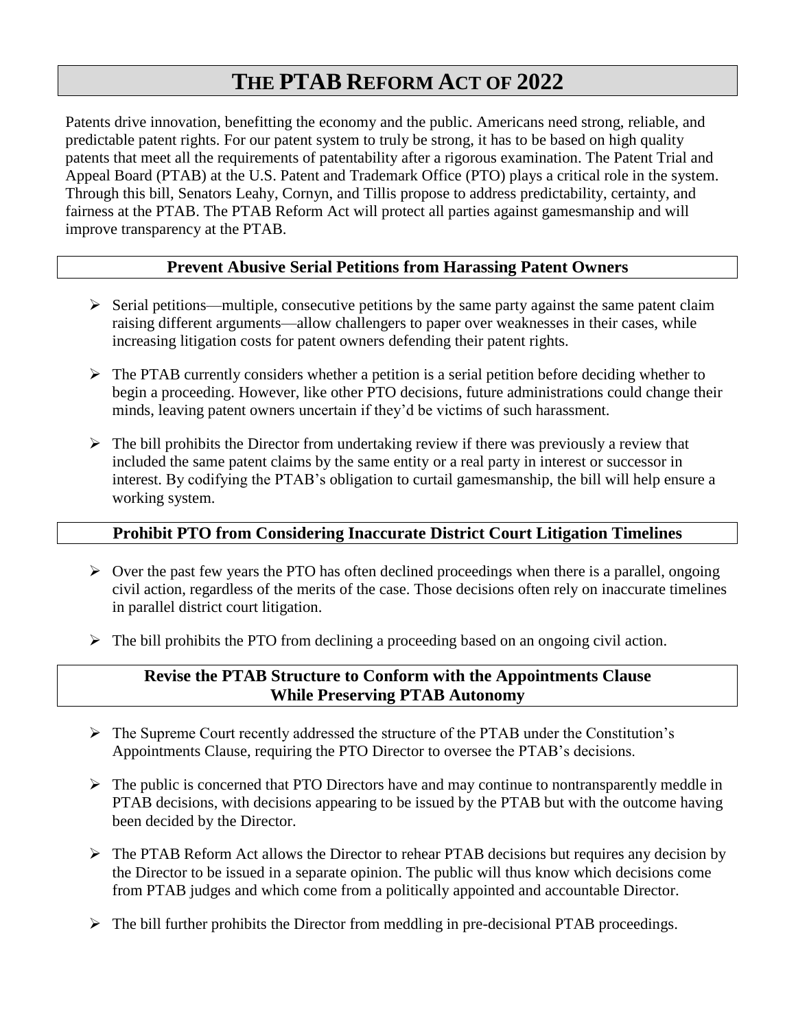# THE PTAB REFORM ACT OF 2022

Patents drive innovation, benefitting the economy and the public. Americans need strong, reliable, and predictable patent rights. For our patent system to truly be strong, it has to be based on high quality patents that meet all the requirements of patentability after a rigorous examination. The Patent Trial and Appeal Board (PTAB) at the U.S. Patent and Trademark Office (PTO) plays a critical role in the system. Through this bill, Senators Leahy, Cornyn, and Tillis propose to address predictability, certainty, and fairness at the PTAB. The PTAB Reform Act will protect all parties against gamesmanship and will improve transparency at the PTAB.

## Prevent Abusive Serial Petitions from Harassing Patent Owners

- Serial petitions—multiple, consecutive petitions by the same party against the same patent claim raising different arguments—allow challengers to paper over weaknesses in their cases, while increasing litigation costs for patent owners defending their patent rights.
- The PTAB currently considers whether a petition is a serial petition before deciding whether to begin a proceeding. However, like other PTO decisions, future administrations could change their minds, leaving patent owners uncertain if they'd be victims of such harassment.
- The bill prohibits the Director from undertaking review if there was previously a review that included the same patent claims by the same entity or a real party in interest or successor in interest. By codifying the PTAB's obligation to curtail gamesmanship, the bill will help ensure a working system.

## Prohibit PTO from Considering Inaccurate District Court Litigation Timelines

- Over the past few years the PTO has often declined proceedings when there is a parallel, ongoing civil action, regardless of the merits of the case. Those decisions often rely on inaccurate timelines in parallel district court litigation.
- The bill prohibits the PTO from declining a proceeding based on an ongoing civil action.

## Revise the PTAB Structure to Conform with the Appointments Clause While Preserving PTAB Autonomy

- The Supreme Court recently addressed the structure of the PTAB under the Constitution's Appointments Clause, requiring the PTO Director to oversee the PTAB's decisions.
- The public is concerned that PTO Directors have and may continue to nontransparently meddle in PTAB decisions, with decisions appearing to be issued by the PTAB but with the outcome having been decided by the Director.
- The PTAB Reform Act allows the Director to rehear PTAB decisions but requires any decision by the Director to be issued in a separate opinion. The public will thus know which decisions come from PTAB judges and which come from a politically appointed and accountable Director.
- The bill further prohibits the Director from meddling in pre-decisional PTAB proceedings.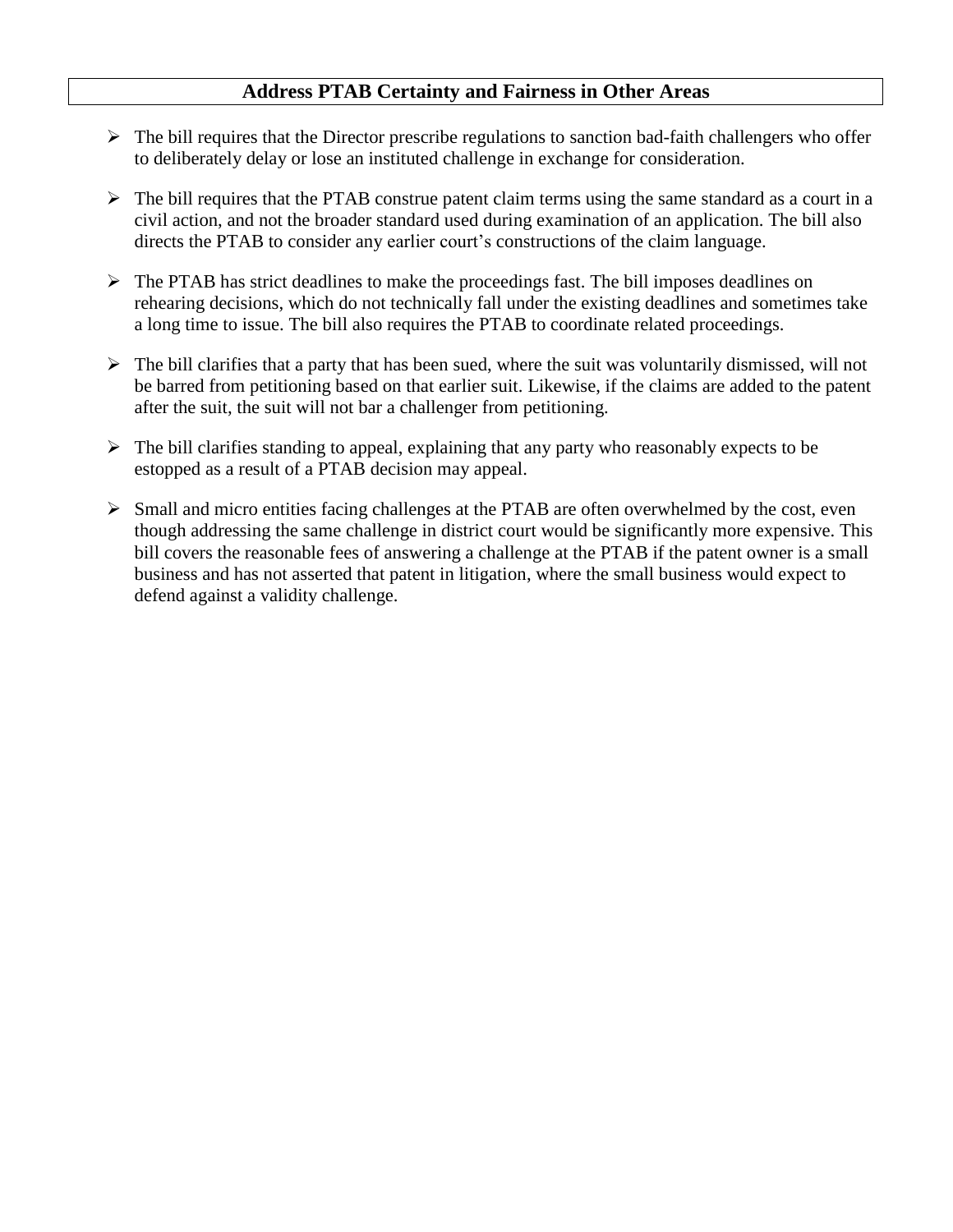## Address PTAB Certainty and Fairness in Other Areas

- The bill requires that the Director prescribe regulations to sanction bad-faith challengers who offer to deliberately delay or lose an instituted challenge in exchange for consideration.
- The bill requires that the PTAB construe patent claim terms using the same standard as a court in a civil action, and not the broader standard used during examination of an application. The bill also directs the PTAB to consider any earlier court's constructions of the claim language.
- The PTAB has strict deadlines to make the proceedings fast. The bill imposes deadlines on rehearing decisions, which do not technically fall under the existing deadlines and sometimes take a long time to issue. The bill also requires the PTAB to coordinate related proceedings.
- The bill clarifies that a party that has been sued, where the suit was voluntarily dismissed, will not be barred from petitioning based on that earlier suit. Likewise, if the claims are added to the patent after the suit, the suit will not bar a challenger from petitioning.
- The bill clarifies standing to appeal, explaining that any party who reasonably expects to be estopped as a result of a PTAB decision may appeal.
- Small and micro entities facing challenges at the PTAB are often overwhelmed by the cost, even though addressing the same challenge in district court would be significantly more expensive. This bill covers the reasonable fees of answering a challenge at the PTAB if the patent owner is a small business and has not asserted that patent in litigation, where the small business would expect to defend against a validity challenge.